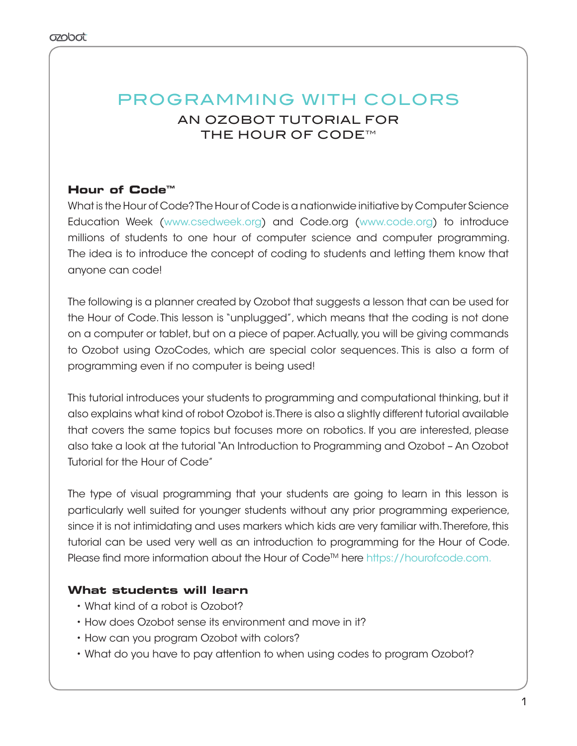# PROGRAMMING WITH COLORS

## AN OZOBOT TUTORIAL FOR THE HOUR OF CODE™

### Hour of Code™

What is the Hour of Code? The Hour of Code is a nationwide initiative by Computer Science Education Week (www.csedweek.org) and Code.org (www.code.org) to introduce millions of students to one hour of computer science and computer programming. The idea is to introduce the concept of coding to students and letting them know that anyone can code!

The following is a planner created by Ozobot that suggests a lesson that can be used for the Hour of Code. This lesson is "unplugged", which means that the coding is not done on a computer or tablet, but on a piece of paper. Actually, you will be giving commands to Ozobot using OzoCodes, which are special color sequences. This is also a form of programming even if no computer is being used!

This tutorial introduces your students to programming and computational thinking, but it also explains what kind of robot Ozobot is. There is also a slightly different tutorial available that covers the same topics but focuses more on robotics. If you are interested, please also take a look at the tutorial "An Introduction to Programming and Ozobot – An Ozobot Tutorial for the Hour of Code"

The type of visual programming that your students are going to learn in this lesson is particularly well suited for younger students without any prior programming experience, since it is not intimidating and uses markers which kids are very familiar with. Therefore, this tutorial can be used very well as an introduction to programming for the Hour of Code. Please find more information about the Hour of Code™ here https://hourofcode.com.

### What students will learn

- What kind of a robot is Ozobot?
- How does Ozobot sense its environment and move in it?
- How can you program Ozobot with colors?
- What do you have to pay attention to when using codes to program Ozobot?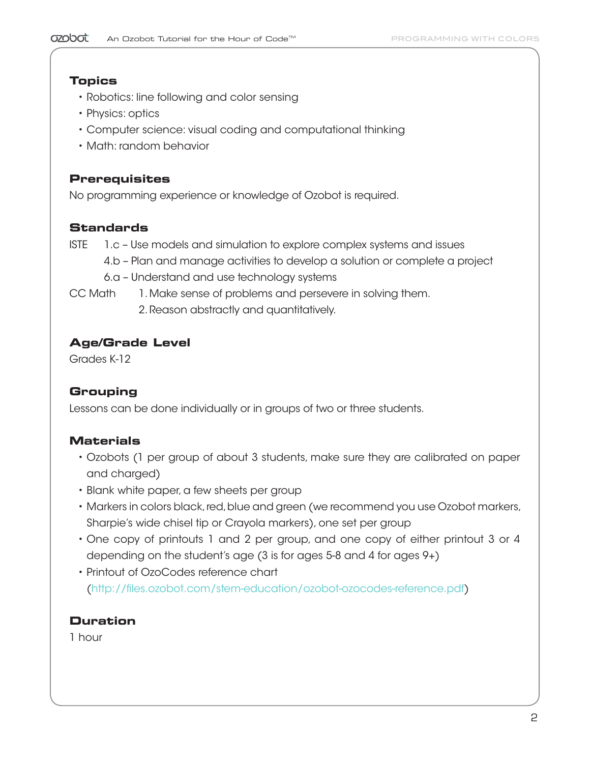### Topics

- Robotics: line following and color sensing
- Physics: optics
- Computer science: visual coding and computational thinking
- Math: random behavior

### Prerequisites

No programming experience or knowledge of Ozobot is required.

### Standards

ISTE
- 1.c – Use models and simulation to explore complex systems and issues
- 4.b – Plan and manage activities to develop a solution or complete a project
- 6.a – Understand and use technology systems

CC Math
1. Make sense of problems and persevere in solving them.
2. Reason abstractly and quantitatively.

### Age/Grade Level

Grades K-12

### Grouping

Lessons can be done individually or in groups of two or three students.

### Materials

- Ozobots (1 per group of about 3 students, make sure they are calibrated on paper and charged)
- Blank white paper, a few sheets per group
- Markers in colors black, red, blue and green (we recommend you use Ozobot markers, Sharpie's wide chisel tip or Crayola markers), one set per group
- One copy of printouts 1 and 2 per group, and one copy of either printout 3 or 4 depending on the student's age (3 is for ages 5-8 and 4 for ages 9+)
- Printout of OzoCodes reference chart (http://files.ozobot.com/stem-education/ozobot-ozocodes-reference.pdf)

### Duration

1 hour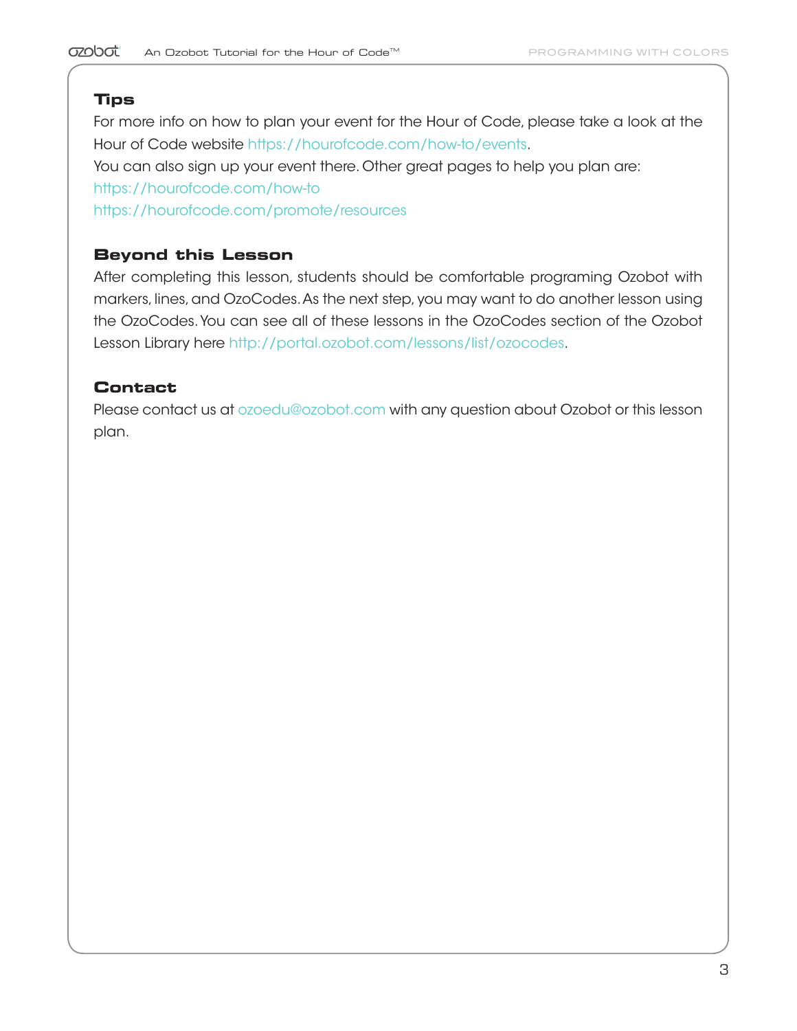## Tips

For more info on how to plan your event for the Hour of Code, please take a look at the Hour of Code website https://hourofcode.com/how-to/events.
You can also sign up your event there. Other great pages to help you plan are:
https://hourofcode.com/how-to
https://hourofcode.com/promote/resources

## Beyond this Lesson

After completing this lesson, students should be comfortable programing Ozobot with markers, lines, and OzoCodes. As the next step, you may want to do another lesson using the OzoCodes. You can see all of these lessons in the OzoCodes section of the Ozobot Lesson Library here http://portal.ozobot.com/lessons/list/ozocodes.

## Contact

Please contact us at ozoedu@ozobot.com with any question about Ozobot or this lesson plan.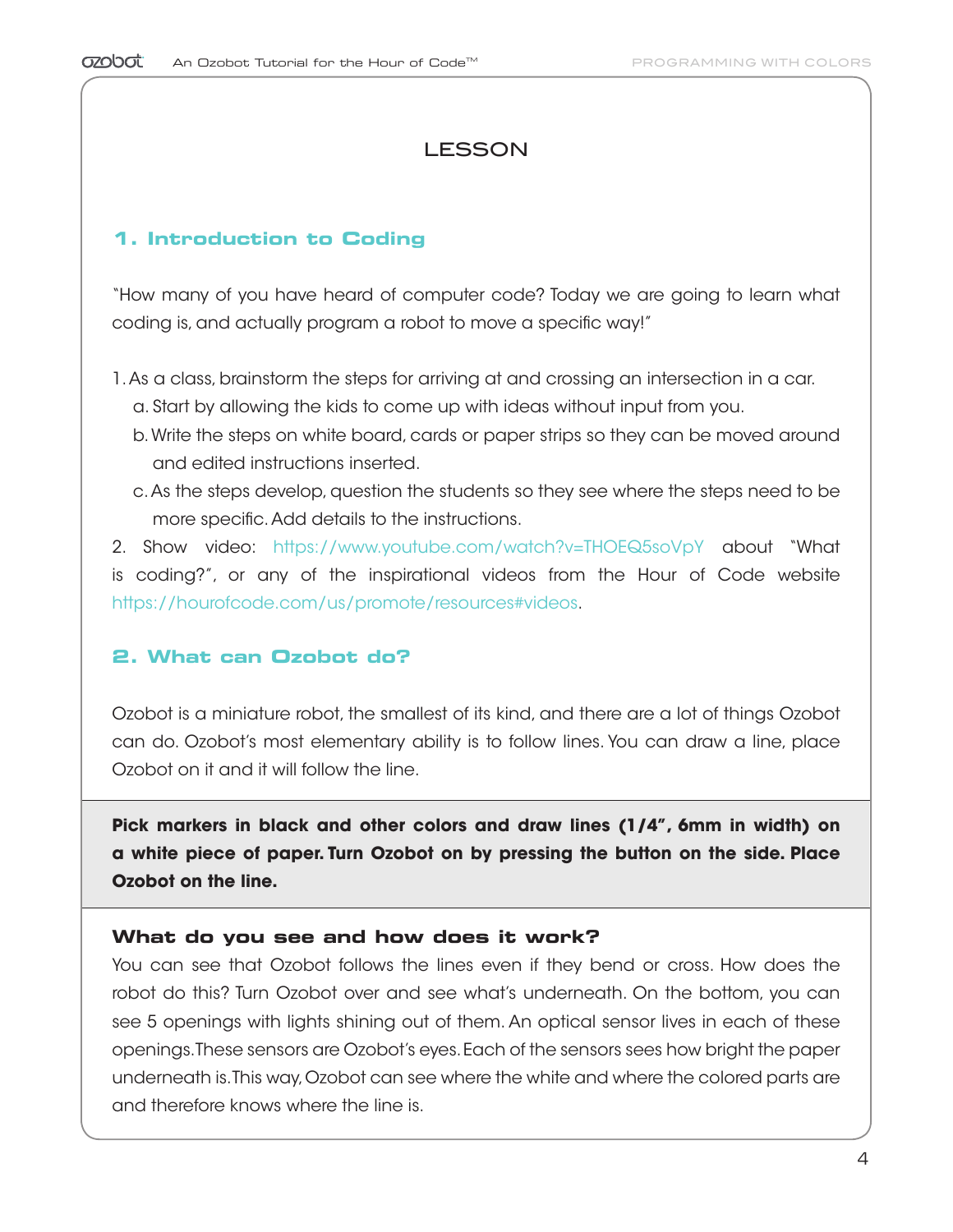## LESSON

### 1. Introduction to Coding

"How many of you have heard of computer code? Today we are going to learn what coding is, and actually program a robot to move a specific way!"

1. As a class, brainstorm the steps for arriving at and crossing an intersection in a car.
   a. Start by allowing the kids to come up with ideas without input from you.
   b. Write the steps on white board, cards or paper strips so they can be moved around and edited instructions inserted.
   c. As the steps develop, question the students so they see where the steps need to be more specific. Add details to the instructions.
2. Show video: https://www.youtube.com/watch?v=THOEQ5soVpY about "What is coding?", or any of the inspirational videos from the Hour of Code website https://hourofcode.com/us/promote/resources#videos.

### 2. What can Ozobot do?

Ozobot is a miniature robot, the smallest of its kind, and there are a lot of things Ozobot can do. Ozobot's most elementary ability is to follow lines. You can draw a line, place Ozobot on it and it will follow the line.

**Pick markers in black and other colors and draw lines (1/4", 6mm in width) on a white piece of paper. Turn Ozobot on by pressing the button on the side. Place Ozobot on the line.**

#### What do you see and how does it work?

You can see that Ozobot follows the lines even if they bend or cross. How does the robot do this? Turn Ozobot over and see what's underneath. On the bottom, you can see 5 openings with lights shining out of them. An optical sensor lives in each of these openings. These sensors are Ozobot's eyes. Each of the sensors sees how bright the paper underneath is. This way, Ozobot can see where the white and where the colored parts are and therefore knows where the line is.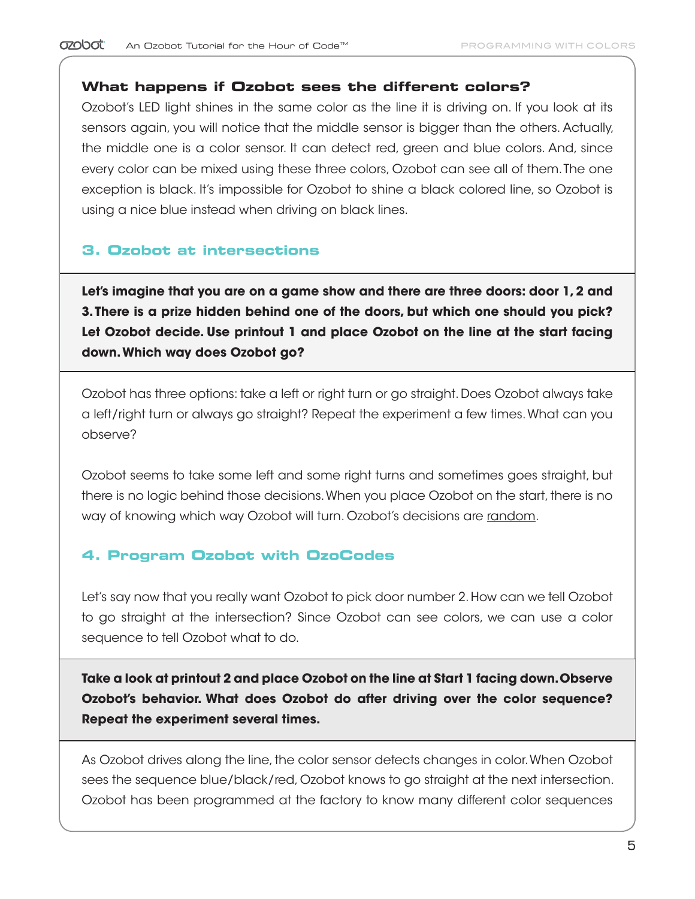### What happens if Ozobot sees the different colors?

Ozobot's LED light shines in the same color as the line it is driving on. If you look at its sensors again, you will notice that the middle sensor is bigger than the others. Actually, the middle one is a color sensor. It can detect red, green and blue colors. And, since every color can be mixed using these three colors, Ozobot can see all of them. The one exception is black. It's impossible for Ozobot to shine a black colored line, so Ozobot is using a nice blue instead when driving on black lines.

## 3. Ozobot at intersections

**Let's imagine that you are on a game show and there are three doors: door 1, 2 and 3. There is a prize hidden behind one of the doors, but which one should you pick? Let Ozobot decide. Use printout 1 and place Ozobot on the line at the start facing down. Which way does Ozobot go?**

Ozobot has three options: take a left or right turn or go straight. Does Ozobot always take a left/right turn or always go straight? Repeat the experiment a few times. What can you observe?

Ozobot seems to take some left and some right turns and sometimes goes straight, but there is no logic behind those decisions. When you place Ozobot on the start, there is no way of knowing which way Ozobot will turn. Ozobot's decisions are random.

## 4. Program Ozobot with OzoCodes

Let's say now that you really want Ozobot to pick door number 2. How can we tell Ozobot to go straight at the intersection? Since Ozobot can see colors, we can use a color sequence to tell Ozobot what to do.

**Take a look at printout 2 and place Ozobot on the line at Start 1 facing down. Observe Ozobot's behavior. What does Ozobot do after driving over the color sequence? Repeat the experiment several times.**

As Ozobot drives along the line, the color sensor detects changes in color. When Ozobot sees the sequence blue/black/red, Ozobot knows to go straight at the next intersection. Ozobot has been programmed at the factory to know many different color sequences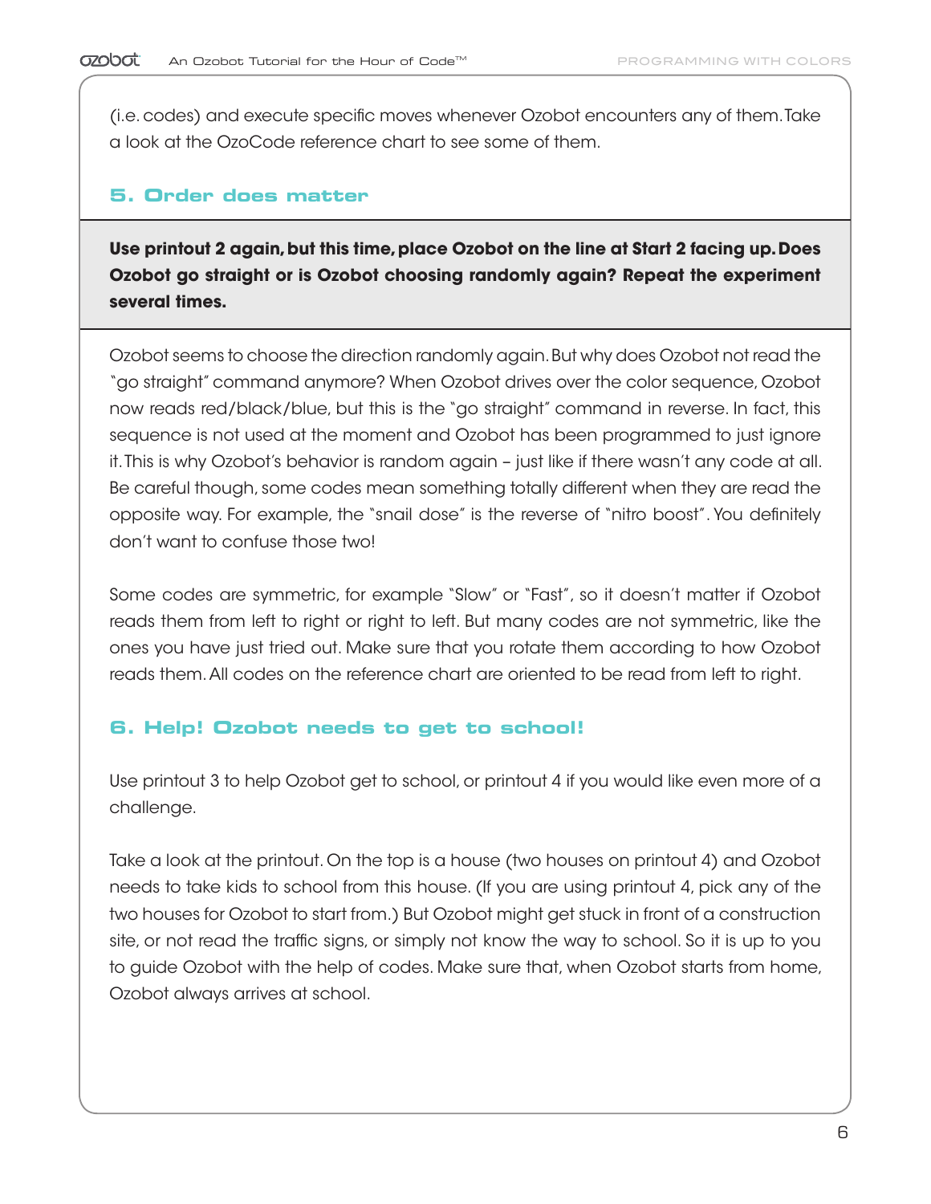(i.e. codes) and execute specific moves whenever Ozobot encounters any of them. Take a look at the OzoCode reference chart to see some of them.

### 5. Order does matter

**Use printout 2 again, but this time, place Ozobot on the line at Start 2 facing up. Does Ozobot go straight or is Ozobot choosing randomly again? Repeat the experiment several times.**

Ozobot seems to choose the direction randomly again. But why does Ozobot not read the "go straight" command anymore? When Ozobot drives over the color sequence, Ozobot now reads red/black/blue, but this is the "go straight" command in reverse. In fact, this sequence is not used at the moment and Ozobot has been programmed to just ignore it. This is why Ozobot's behavior is random again – just like if there wasn't any code at all. Be careful though, some codes mean something totally different when they are read the opposite way. For example, the "snail dose" is the reverse of "nitro boost". You definitely don't want to confuse those two!

Some codes are symmetric, for example "Slow" or "Fast", so it doesn't matter if Ozobot reads them from left to right or right to left. But many codes are not symmetric, like the ones you have just tried out. Make sure that you rotate them according to how Ozobot reads them. All codes on the reference chart are oriented to be read from left to right.

### 6. Help! Ozobot needs to get to school!

Use printout 3 to help Ozobot get to school, or printout 4 if you would like even more of a challenge.

Take a look at the printout. On the top is a house (two houses on printout 4) and Ozobot needs to take kids to school from this house. (If you are using printout 4, pick any of the two houses for Ozobot to start from.) But Ozobot might get stuck in front of a construction site, or not read the traffic signs, or simply not know the way to school. So it is up to you to guide Ozobot with the help of codes. Make sure that, when Ozobot starts from home, Ozobot always arrives at school.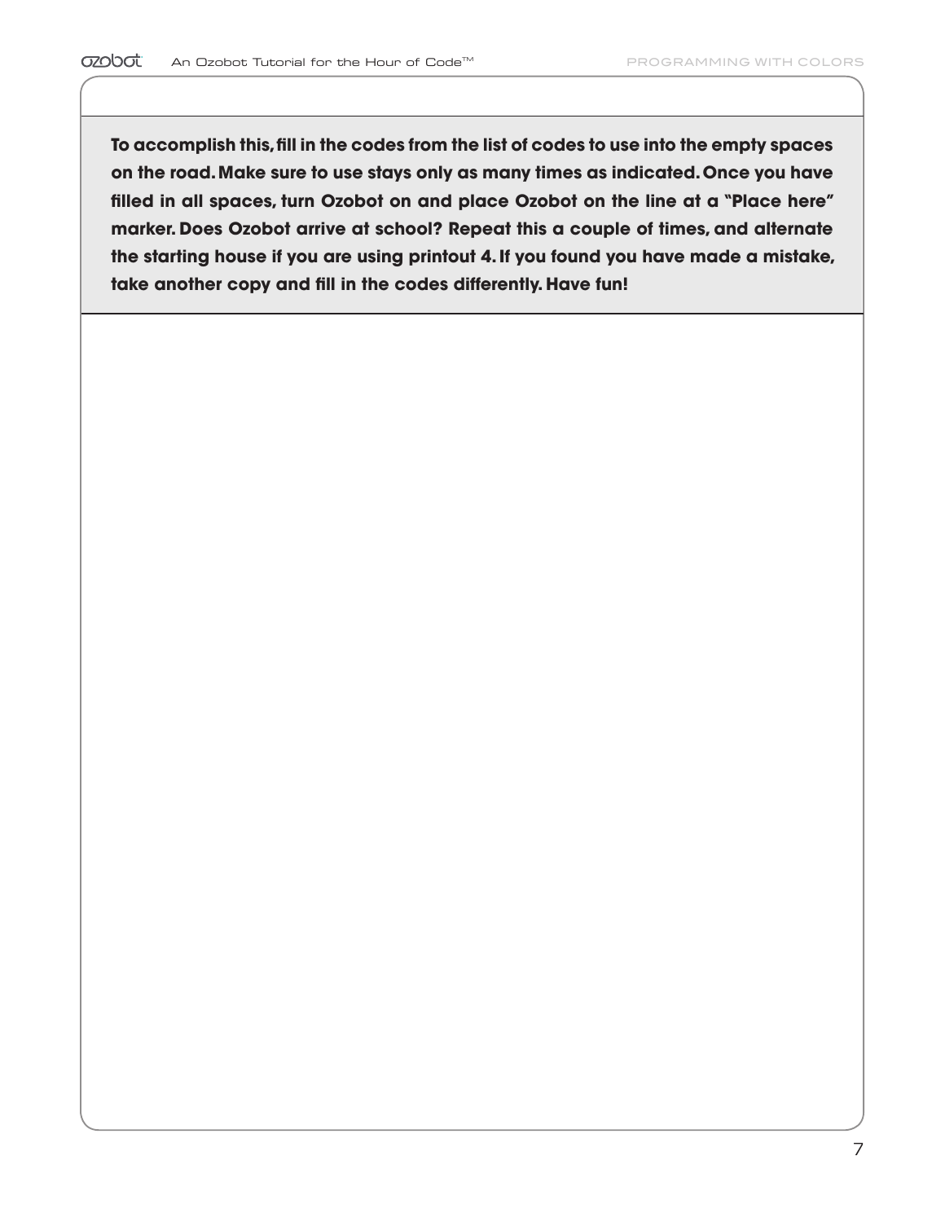**To accomplish this, fill in the codes from the list of codes to use into the empty spaces on the road. Make sure to use stays only as many times as indicated. Once you have filled in all spaces, turn Ozobot on and place Ozobot on the line at a "Place here" marker. Does Ozobot arrive at school? Repeat this a couple of times, and alternate the starting house if you are using printout 4. If you found you have made a mistake, take another copy and fill in the codes differently. Have fun!**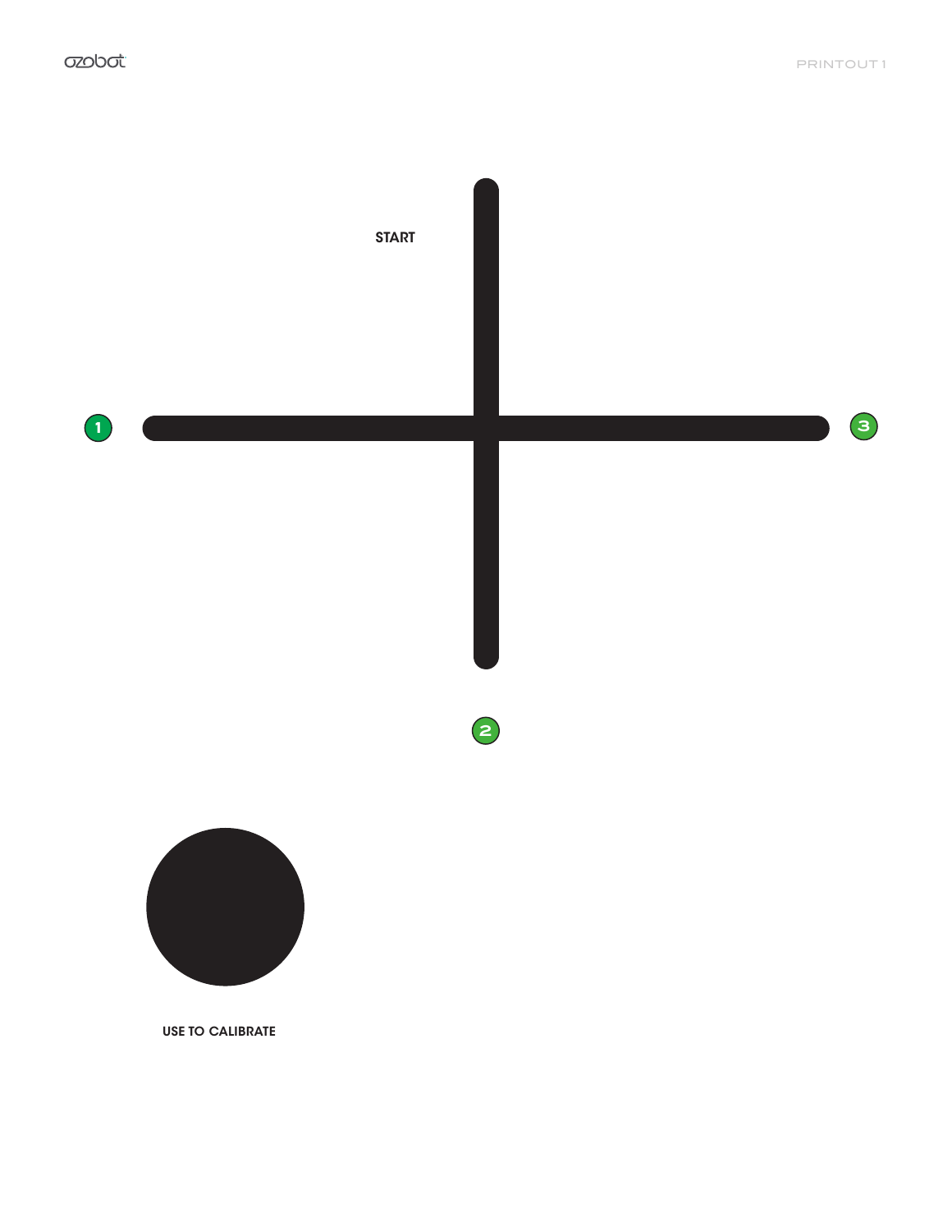START

1

3

2

USE TO CALIBRATE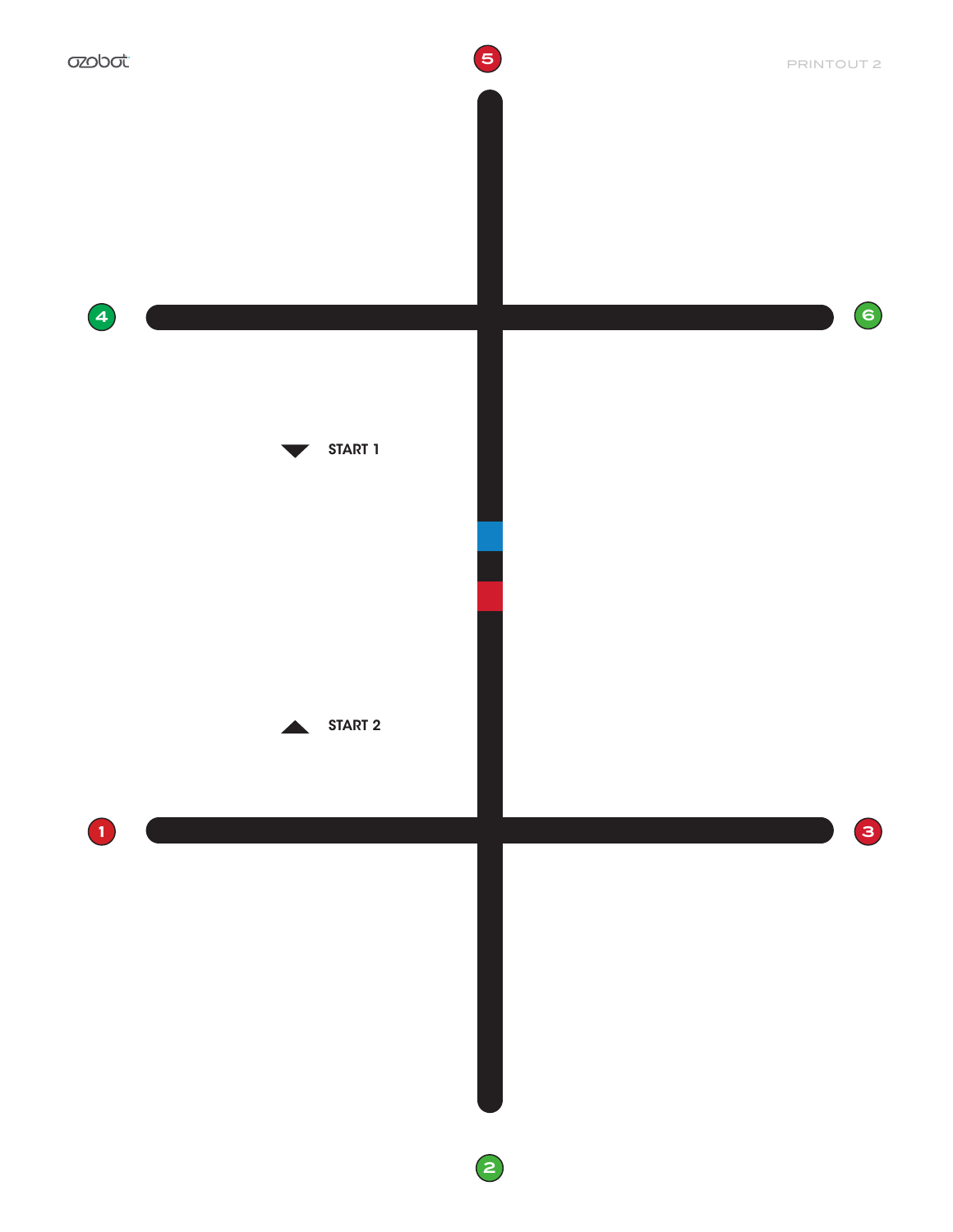5

4

6

START 1

START 2

1

3

2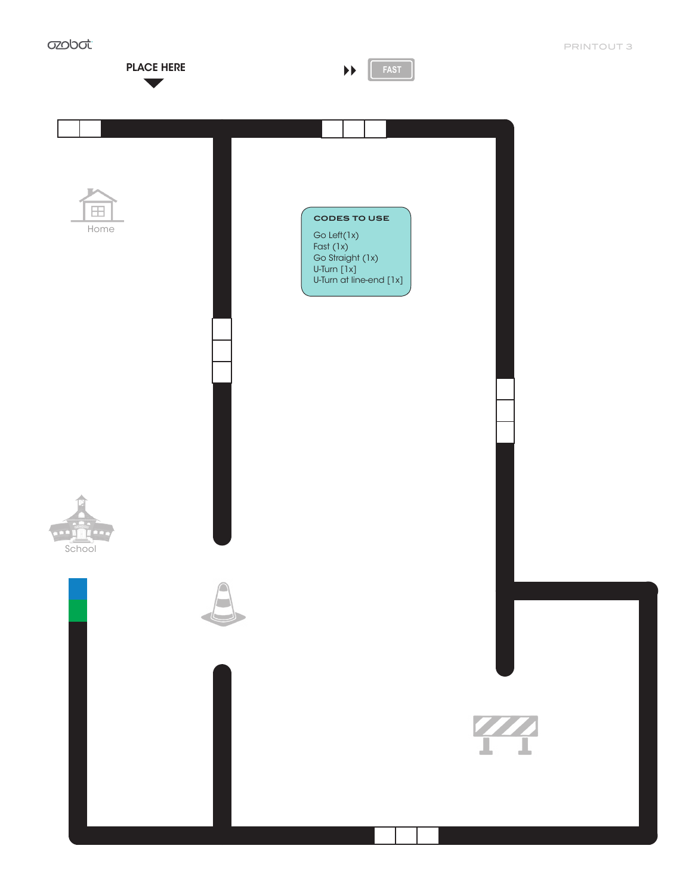PLACE HERE

FAST

Home

**CODES TO USE**

Go Left(1x)
Fast (1x)
Go Straight (1x)
U-Turn [1x]
U-Turn at line-end [1x]

School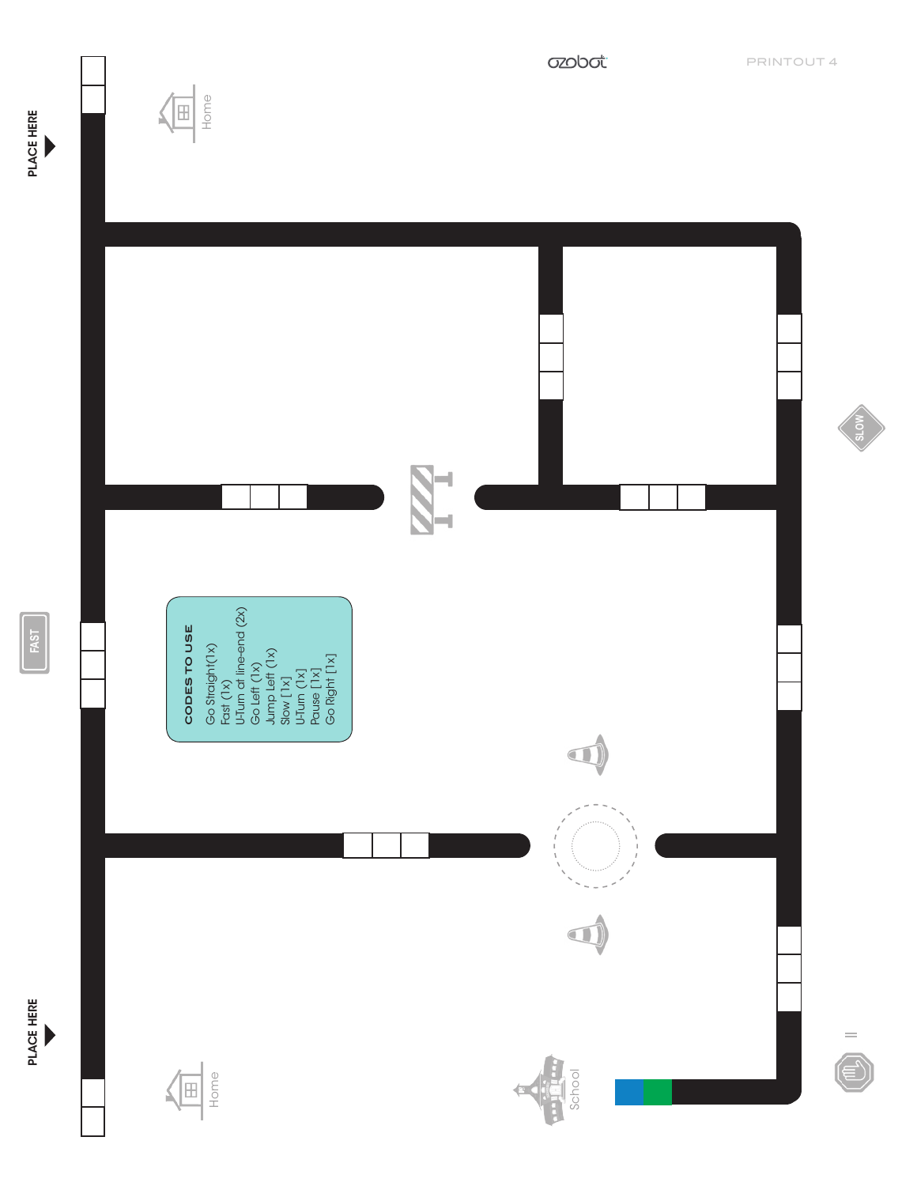PLACE HERE

Home

FAST

**CODES TO USE**

- Go Straight(1x)
- Fast (1x)
- U-Turn at line-end (2x)
- Go Left (1x)
- Jump Left (1x)
- Slow [1x]
- U-Turn [1x]
- Pause [1x]
- Go Right [1x]

SLOW

PLACE HERE

Home

School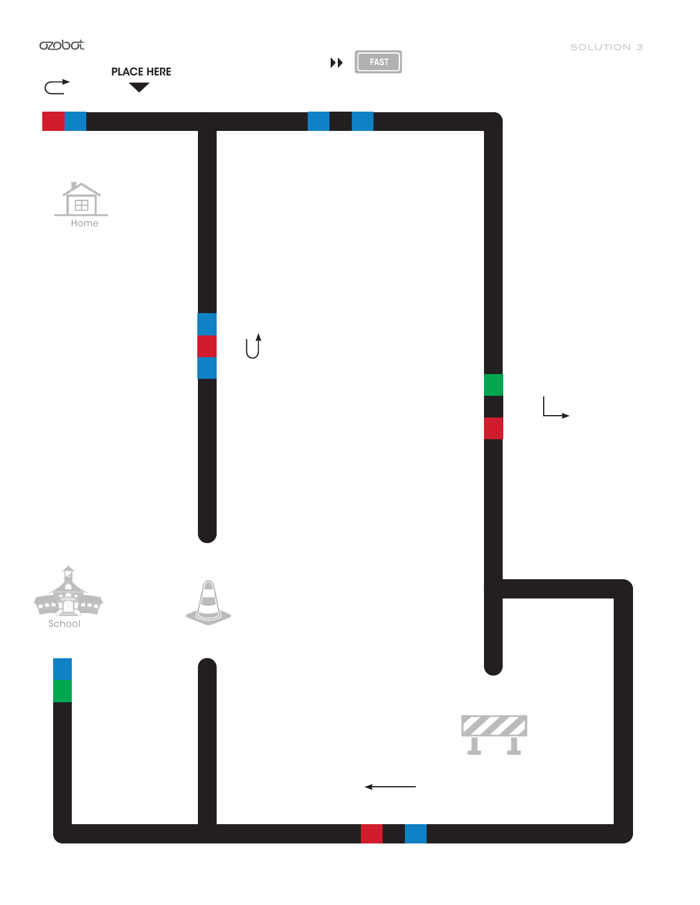SOLUTION 3

PLACE HERE

FAST

Home

School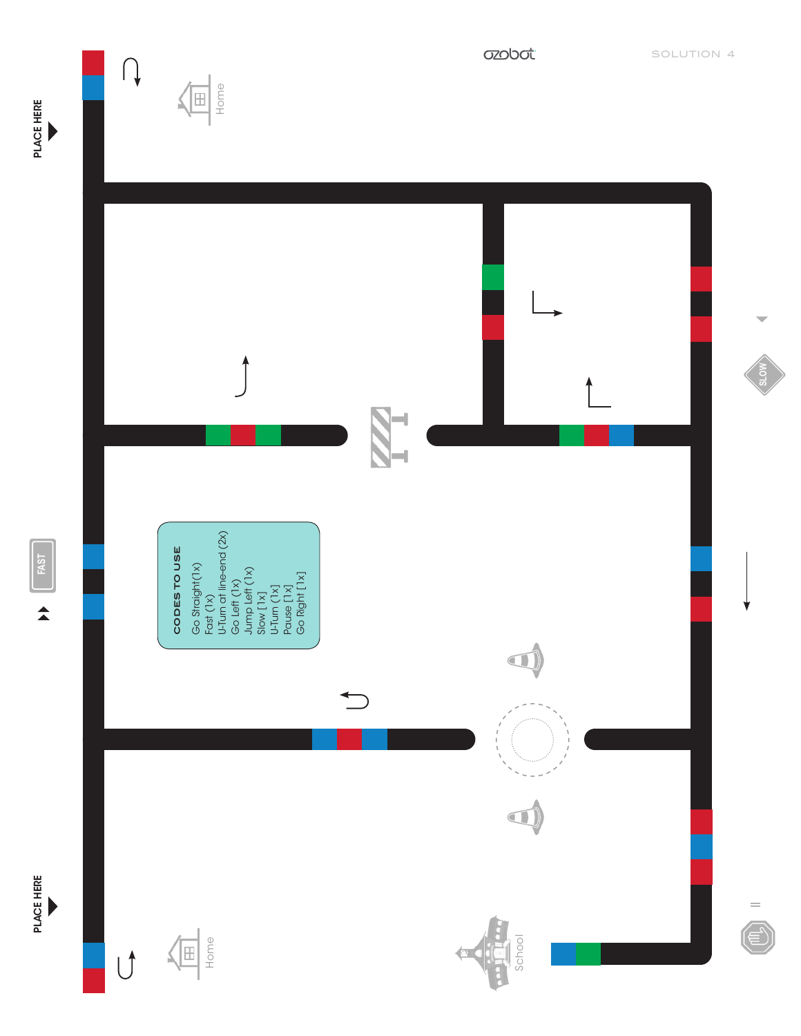ozobot

SOLUTION 4

PLACE HERE

Home

SLOW

FAST

**CODES TO USE**

- Go Straight(1x)
- Fast (1x)
- U-Turn at line-end (2x)
- Go Left (1x)
- Jump Left (1x)
- Slow [1x]
- U-Turn (1x]
- Pause [1x]
- Go Right [1x]

PLACE HERE

Home

School